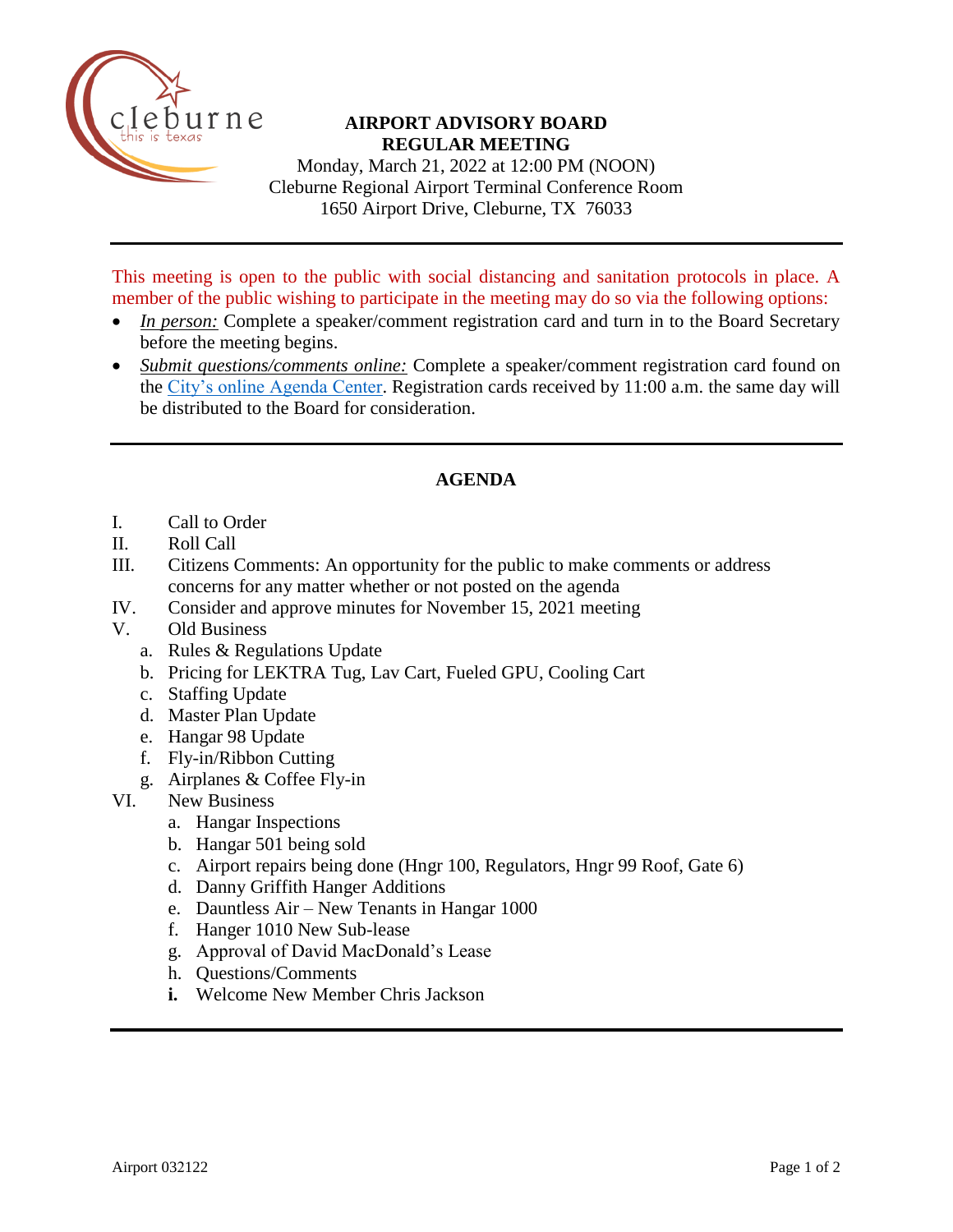# AIRPORT ADVISORY BOARD
## REGULAR MEETING

Monday, March 21, 2022 at 12:00 PM (NOON)
Cleburne Regional Airport Terminal Conference Room
1650 Airport Drive, Cleburne, TX 76033

---

This meeting is open to the public with social distancing and sanitation protocols in place. A member of the public wishing to participate in the meeting may do so via the following options:

- *In person:* Complete a speaker/comment registration card and turn in to the Board Secretary before the meeting begins.
- *Submit questions/comments online:* Complete a speaker/comment registration card found on the City's online Agenda Center. Registration cards received by 11:00 a.m. the same day will be distributed to the Board for consideration.

---

## AGENDA

I. Call to Order

II. Roll Call

III. Citizens Comments: An opportunity for the public to make comments or address concerns for any matter whether or not posted on the agenda

IV. Consider and approve minutes for November 15, 2021 meeting

V. Old Business
   a. Rules & Regulations Update
   b. Pricing for LEKTRA Tug, Lav Cart, Fueled GPU, Cooling Cart
   c. Staffing Update
   d. Master Plan Update
   e. Hangar 98 Update
   f. Fly-in/Ribbon Cutting
   g. Airplanes & Coffee Fly-in

VI. New Business
   a. Hangar Inspections
   b. Hangar 501 being sold
   c. Airport repairs being done (Hngr 100, Regulators, Hngr 99 Roof, Gate 6)
   d. Danny Griffith Hanger Additions
   e. Dauntless Air – New Tenants in Hangar 1000
   f. Hanger 1010 New Sub-lease
   g. Approval of David MacDonald's Lease
   h. Questions/Comments
   **i.** Welcome New Member Chris Jackson

---

Airport 032122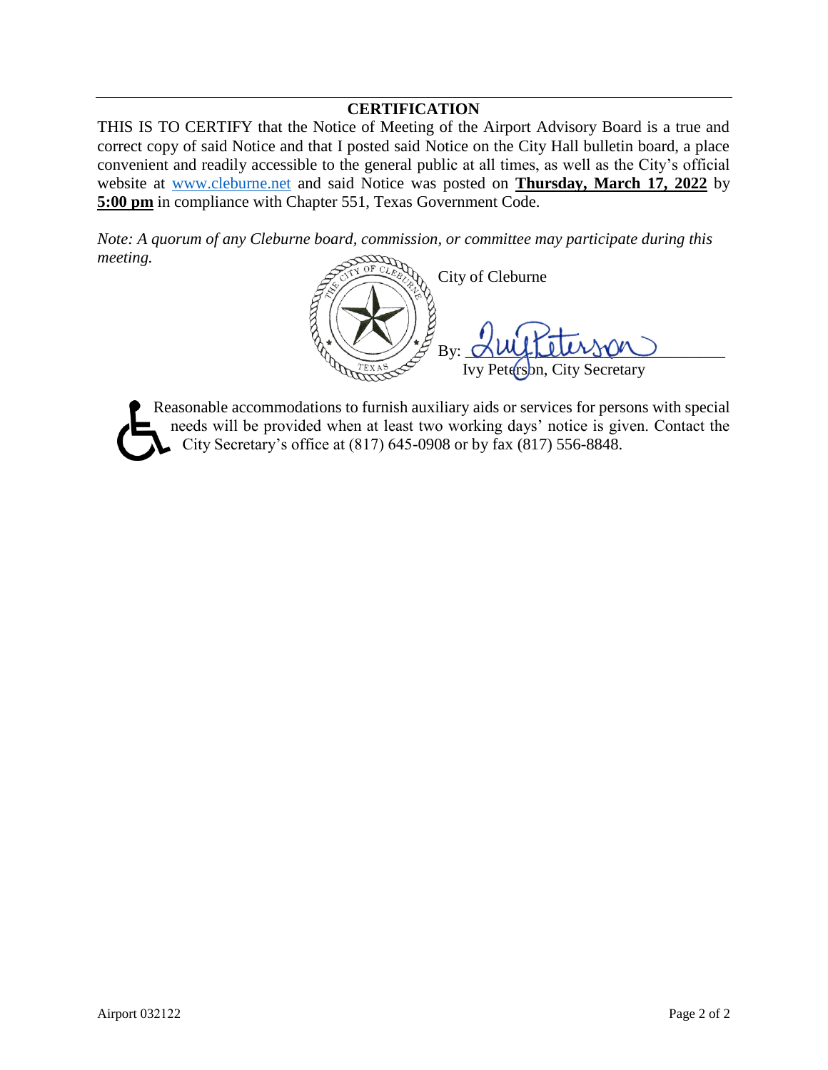## CERTIFICATION

THIS IS TO CERTIFY that the Notice of Meeting of the Airport Advisory Board is a true and correct copy of said Notice and that I posted said Notice on the City Hall bulletin board, a place convenient and readily accessible to the general public at all times, as well as the City's official website at www.cleburne.net and said Notice was posted on **Thursday, March 17, 2022** by **5:00 pm** in compliance with Chapter 551, Texas Government Code.

*Note: A quorum of any Cleburne board, commission, or committee may participate during this meeting.*

City of Cleburne

By: Ivy Peterson
Ivy Peterson, City Secretary

Reasonable accommodations to furnish auxiliary aids or services for persons with special needs will be provided when at least two working days' notice is given. Contact the City Secretary's office at (817) 645-0908 or by fax (817) 556-8848.

Airport 032122